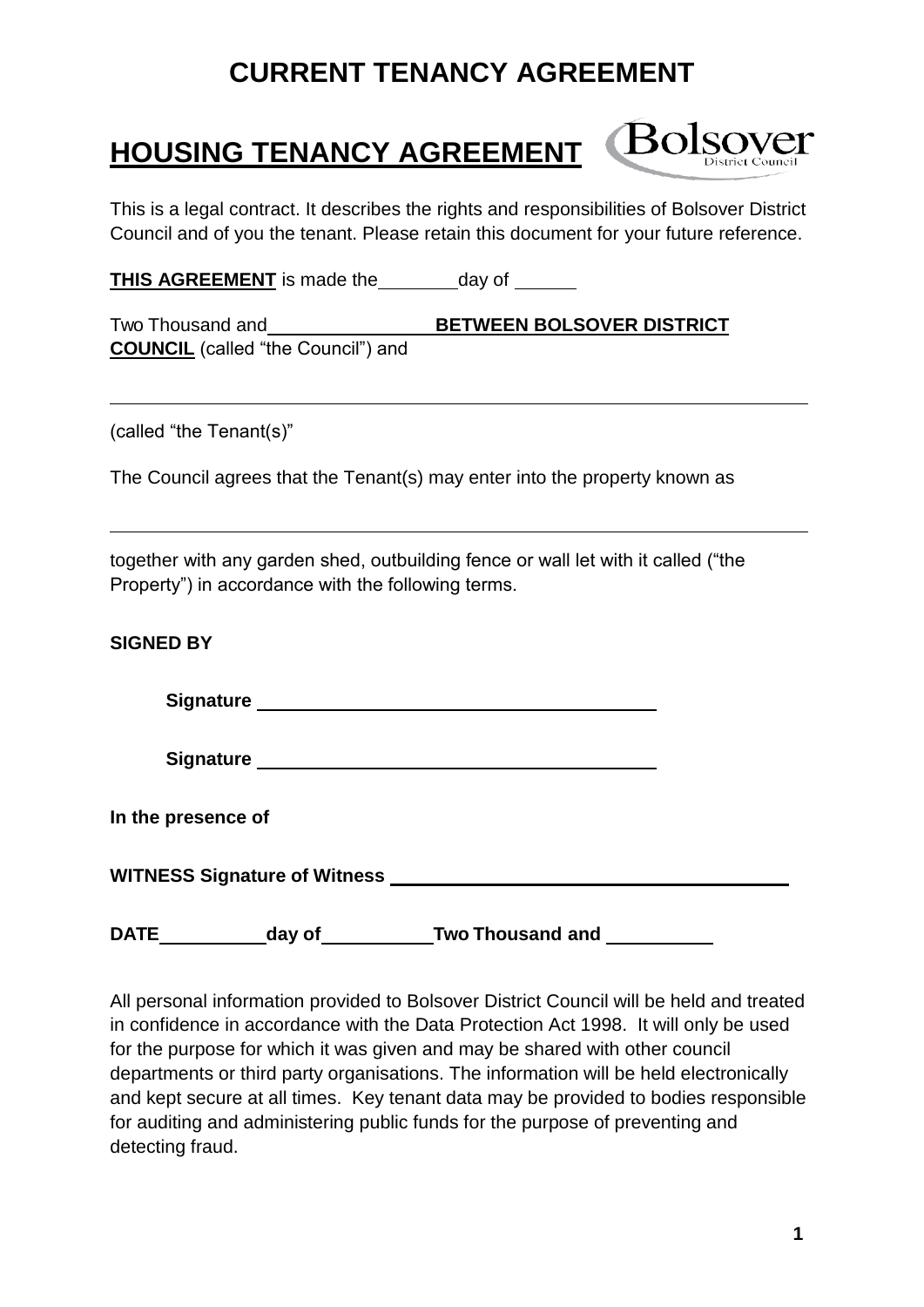# CURRENT TENANCY AGREEMENT

## HOUSING TENANCY AGREEMENT

Bolsover District Council

This is a legal contract. It describes the rights and responsibilities of Bolsover District Council and of you the tenant. Please retain this document for your future reference.

**THIS AGREEMENT** is made the ________ day of ______

Two Thousand and ________________ **BETWEEN BOLSOVER DISTRICT COUNCIL** (called "the Council") and

_______________________________________________________________

(called "the Tenant(s)"

The Council agrees that the Tenant(s) may enter into the property known as

_______________________________________________________________

together with any garden shed, outbuilding fence or wall let with it called ("the Property") in accordance with the following terms.

**SIGNED BY**

**Signature** ______________________________________

**Signature** ______________________________________

**In the presence of**

**WITNESS Signature of Witness** ______________________________________

**DATE** __________ **day of** __________ **Two Thousand and** __________

All personal information provided to Bolsover District Council will be held and treated in confidence in accordance with the Data Protection Act 1998. It will only be used for the purpose for which it was given and may be shared with other council departments or third party organisations. The information will be held electronically and kept secure at all times. Key tenant data may be provided to bodies responsible for auditing and administering public funds for the purpose of preventing and detecting fraud.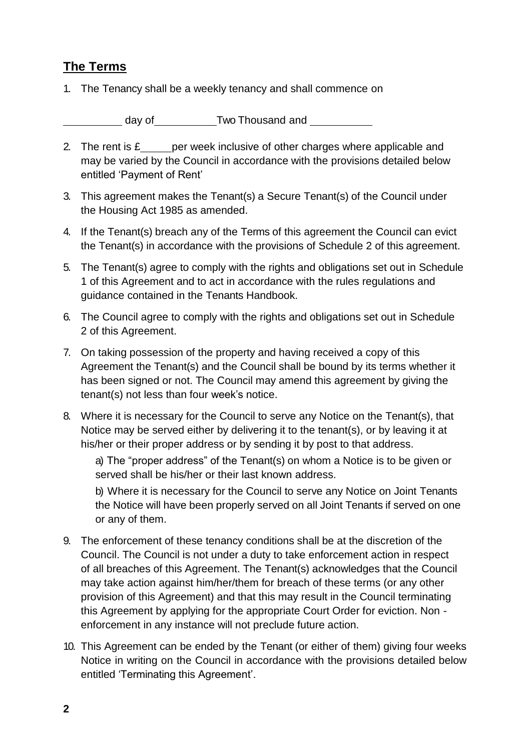## **The Terms**

1. The Tenancy shall be a weekly tenancy and shall commence on

   __________ day of___________Two Thousand and ___________

2. The rent is £______per week inclusive of other charges where applicable and may be varied by the Council in accordance with the provisions detailed below entitled 'Payment of Rent'

3. This agreement makes the Tenant(s) a Secure Tenant(s) of the Council under the Housing Act 1985 as amended.

4. If the Tenant(s) breach any of the Terms of this agreement the Council can evict the Tenant(s) in accordance with the provisions of Schedule 2 of this agreement.

5. The Tenant(s) agree to comply with the rights and obligations set out in Schedule 1 of this Agreement and to act in accordance with the rules regulations and guidance contained in the Tenants Handbook.

6. The Council agree to comply with the rights and obligations set out in Schedule 2 of this Agreement.

7. On taking possession of the property and having received a copy of this Agreement the Tenant(s) and the Council shall be bound by its terms whether it has been signed or not. The Council may amend this agreement by giving the tenant(s) not less than four week's notice.

8. Where it is necessary for the Council to serve any Notice on the Tenant(s), that Notice may be served either by delivering it to the tenant(s), or by leaving it at his/her or their proper address or by sending it by post to that address.

   a) The "proper address" of the Tenant(s) on whom a Notice is to be given or served shall be his/her or their last known address.

   b) Where it is necessary for the Council to serve any Notice on Joint Tenants the Notice will have been properly served on all Joint Tenants if served on one or any of them.

9. The enforcement of these tenancy conditions shall be at the discretion of the Council. The Council is not under a duty to take enforcement action in respect of all breaches of this Agreement. The Tenant(s) acknowledges that the Council may take action against him/her/them for breach of these terms (or any other provision of this Agreement) and that this may result in the Council terminating this Agreement by applying for the appropriate Court Order for eviction. Non - enforcement in any instance will not preclude future action.

10. This Agreement can be ended by the Tenant (or either of them) giving four weeks Notice in writing on the Council in accordance with the provisions detailed below entitled 'Terminating this Agreement'.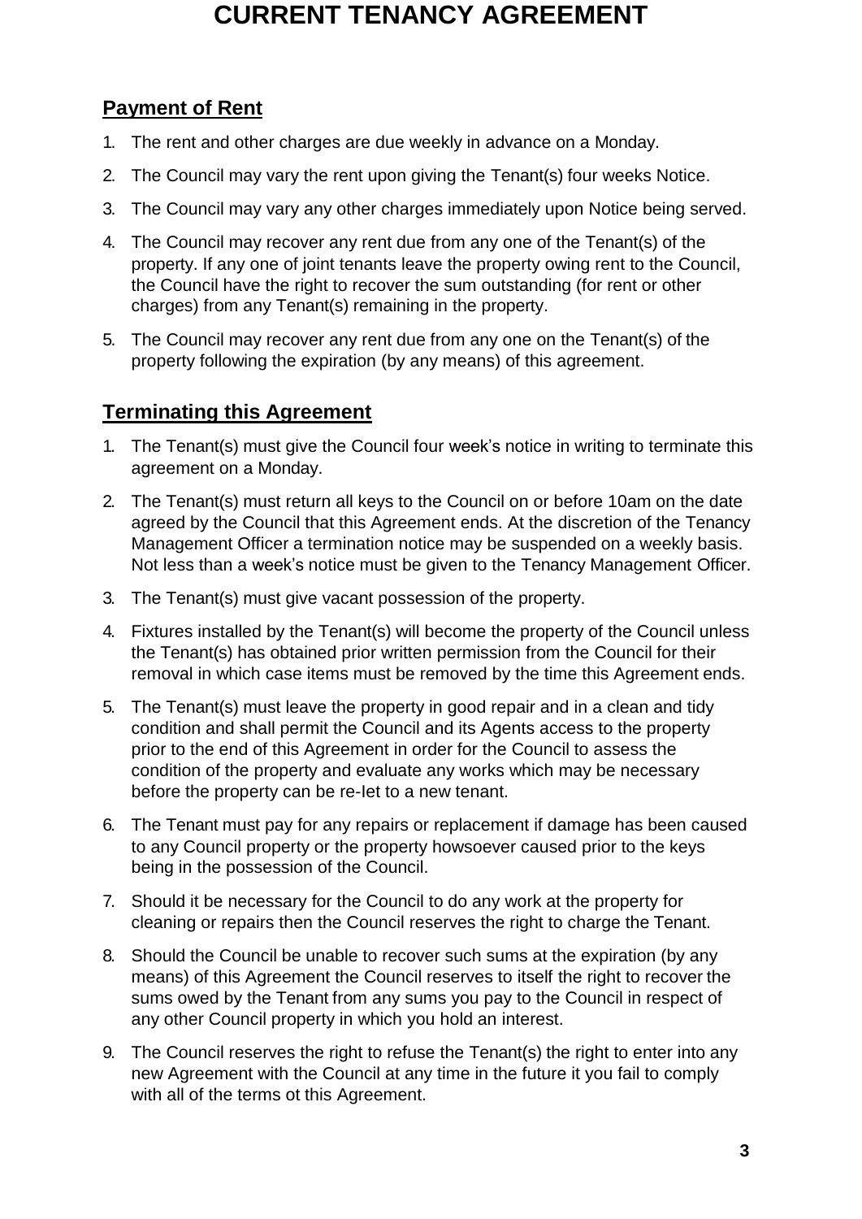# CURRENT TENANCY AGREEMENT

## Payment of Rent

1. The rent and other charges are due weekly in advance on a Monday.
2. The Council may vary the rent upon giving the Tenant(s) four weeks Notice.
3. The Council may vary any other charges immediately upon Notice being served.
4. The Council may recover any rent due from any one of the Tenant(s) of the property. If any one of joint tenants leave the property owing rent to the Council, the Council have the right to recover the sum outstanding (for rent or other charges) from any Tenant(s) remaining in the property.
5. The Council may recover any rent due from any one on the Tenant(s) of the property following the expiration (by any means) of this agreement.

## Terminating this Agreement

1. The Tenant(s) must give the Council four week's notice in writing to terminate this agreement on a Monday.
2. The Tenant(s) must return all keys to the Council on or before 10am on the date agreed by the Council that this Agreement ends. At the discretion of the Tenancy Management Officer a termination notice may be suspended on a weekly basis. Not less than a week's notice must be given to the Tenancy Management Officer.
3. The Tenant(s) must give vacant possession of the property.
4. Fixtures installed by the Tenant(s) will become the property of the Council unless the Tenant(s) has obtained prior written permission from the Council for their removal in which case items must be removed by the time this Agreement ends.
5. The Tenant(s) must leave the property in good repair and in a clean and tidy condition and shall permit the Council and its Agents access to the property prior to the end of this Agreement in order for the Council to assess the condition of the property and evaluate any works which may be necessary before the property can be re-let to a new tenant.
6. The Tenant must pay for any repairs or replacement if damage has been caused to any Council property or the property howsoever caused prior to the keys being in the possession of the Council.
7. Should it be necessary for the Council to do any work at the property for cleaning or repairs then the Council reserves the right to charge the Tenant.
8. Should the Council be unable to recover such sums at the expiration (by any means) of this Agreement the Council reserves to itself the right to recover the sums owed by the Tenant from any sums you pay to the Council in respect of any other Council property in which you hold an interest.
9. The Council reserves the right to refuse the Tenant(s) the right to enter into any new Agreement with the Council at any time in the future it you fail to comply with all of the terms ot this Agreement.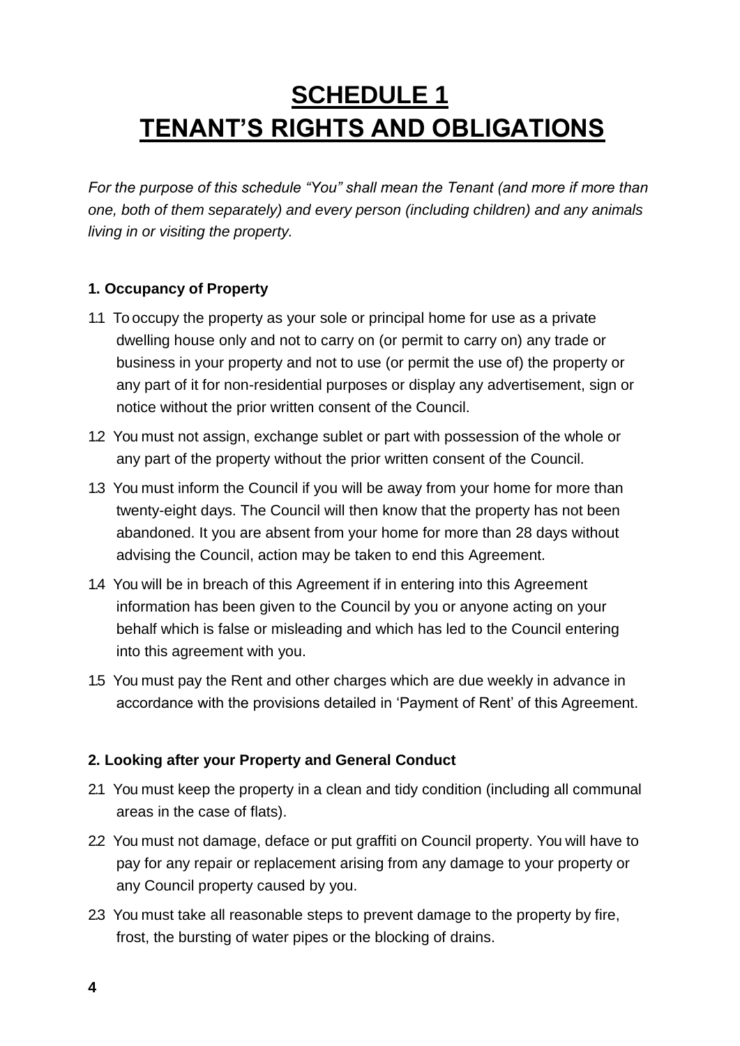# SCHEDULE 1
# TENANT'S RIGHTS AND OBLIGATIONS

*For the purpose of this schedule "You" shall mean the Tenant (and more if more than one, both of them separately) and every person (including children) and any animals living in or visiting the property.*

### 1. Occupancy of Property

1.1 To occupy the property as your sole or principal home for use as a private dwelling house only and not to carry on (or permit to carry on) any trade or business in your property and not to use (or permit the use of) the property or any part of it for non-residential purposes or display any advertisement, sign or notice without the prior written consent of the Council.

1.2 You must not assign, exchange sublet or part with possession of the whole or any part of the property without the prior written consent of the Council.

1.3 You must inform the Council if you will be away from your home for more than twenty-eight days. The Council will then know that the property has not been abandoned. It you are absent from your home for more than 28 days without advising the Council, action may be taken to end this Agreement.

1.4 You will be in breach of this Agreement if in entering into this Agreement information has been given to the Council by you or anyone acting on your behalf which is false or misleading and which has led to the Council entering into this agreement with you.

1.5 You must pay the Rent and other charges which are due weekly in advance in accordance with the provisions detailed in 'Payment of Rent' of this Agreement.

### 2. Looking after your Property and General Conduct

2.1 You must keep the property in a clean and tidy condition (including all communal areas in the case of flats).

2.2 You must not damage, deface or put graffiti on Council property. You will have to pay for any repair or replacement arising from any damage to your property or any Council property caused by you.

2.3 You must take all reasonable steps to prevent damage to the property by fire, frost, the bursting of water pipes or the blocking of drains.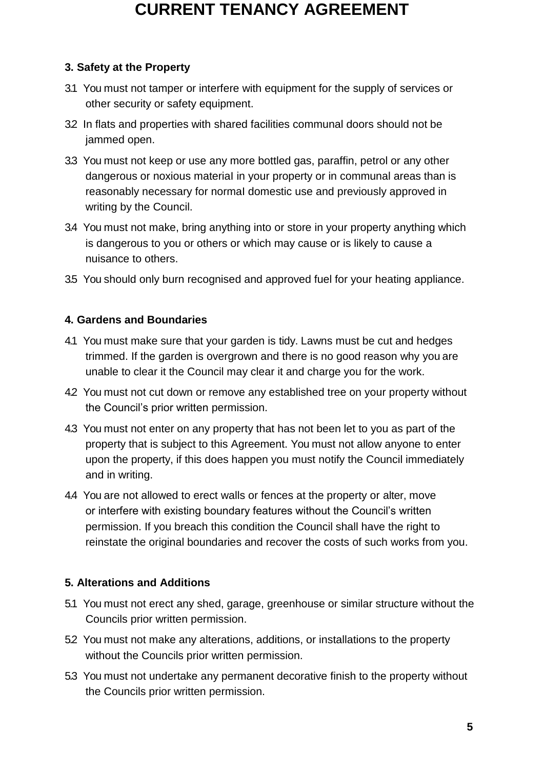# CURRENT TENANCY AGREEMENT

### 3. Safety at the Property

3.1 You must not tamper or interfere with equipment for the supply of services or other security or safety equipment.

3.2 In flats and properties with shared facilities communal doors should not be jammed open.

3.3 You must not keep or use any more bottled gas, paraffin, petrol or any other dangerous or noxious material in your property or in communal areas than is reasonably necessary for normal domestic use and previously approved in writing by the Council.

3.4 You must not make, bring anything into or store in your property anything which is dangerous to you or others or which may cause or is likely to cause a nuisance to others.

3.5 You should only burn recognised and approved fuel for your heating appliance.

### 4. Gardens and Boundaries

4.1 You must make sure that your garden is tidy. Lawns must be cut and hedges trimmed. If the garden is overgrown and there is no good reason why you are unable to clear it the Council may clear it and charge you for the work.

4.2 You must not cut down or remove any established tree on your property without the Council's prior written permission.

4.3 You must not enter on any property that has not been let to you as part of the property that is subject to this Agreement. You must not allow anyone to enter upon the property, if this does happen you must notify the Council immediately and in writing.

4.4 You are not allowed to erect walls or fences at the property or alter, move or interfere with existing boundary features without the Council's written permission. If you breach this condition the Council shall have the right to reinstate the original boundaries and recover the costs of such works from you.

### 5. Alterations and Additions

5.1 You must not erect any shed, garage, greenhouse or similar structure without the Councils prior written permission.

5.2 You must not make any alterations, additions, or installations to the property without the Councils prior written permission.

5.3 You must not undertake any permanent decorative finish to the property without the Councils prior written permission.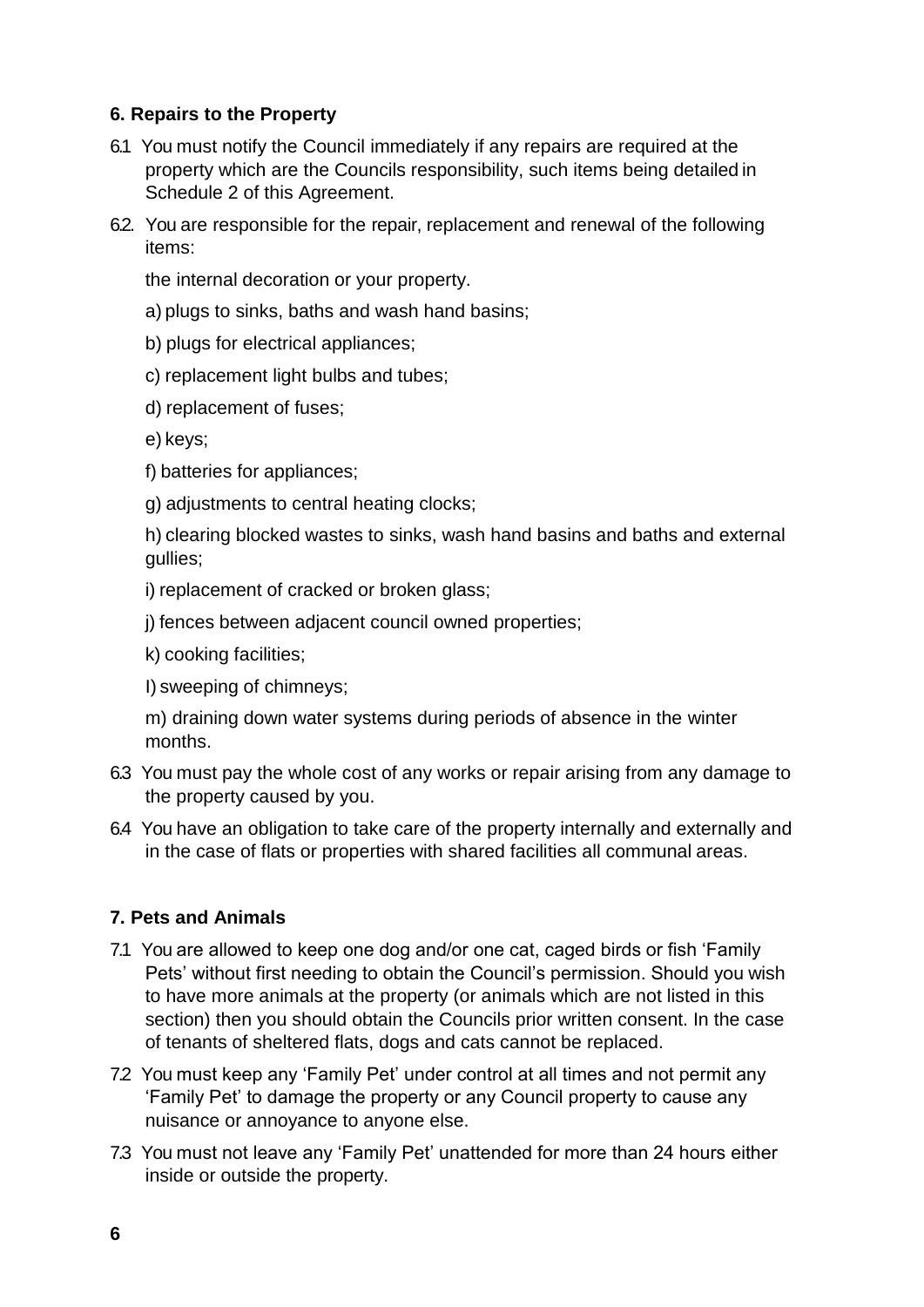### 6. Repairs to the Property

6.1 You must notify the Council immediately if any repairs are required at the property which are the Councils responsibility, such items being detailed in Schedule 2 of this Agreement.

6.2. You are responsible for the repair, replacement and renewal of the following items:

the internal decoration or your property.

a) plugs to sinks, baths and wash hand basins;

b) plugs for electrical appliances;

c) replacement light bulbs and tubes;

d) replacement of fuses;

e) keys;

f) batteries for appliances;

g) adjustments to central heating clocks;

h) clearing blocked wastes to sinks, wash hand basins and baths and external gullies;

i) replacement of cracked or broken glass;

j) fences between adjacent council owned properties;

k) cooking facilities;

l) sweeping of chimneys;

m) draining down water systems during periods of absence in the winter months.

6.3 You must pay the whole cost of any works or repair arising from any damage to the property caused by you.

6.4 You have an obligation to take care of the property internally and externally and in the case of flats or properties with shared facilities all communal areas.

### 7. Pets and Animals

7.1 You are allowed to keep one dog and/or one cat, caged birds or fish 'Family Pets' without first needing to obtain the Council's permission. Should you wish to have more animals at the property (or animals which are not listed in this section) then you should obtain the Councils prior written consent. In the case of tenants of sheltered flats, dogs and cats cannot be replaced.

7.2 You must keep any 'Family Pet' under control at all times and not permit any 'Family Pet' to damage the property or any Council property to cause any nuisance or annoyance to anyone else.

7.3 You must not leave any 'Family Pet' unattended for more than 24 hours either inside or outside the property.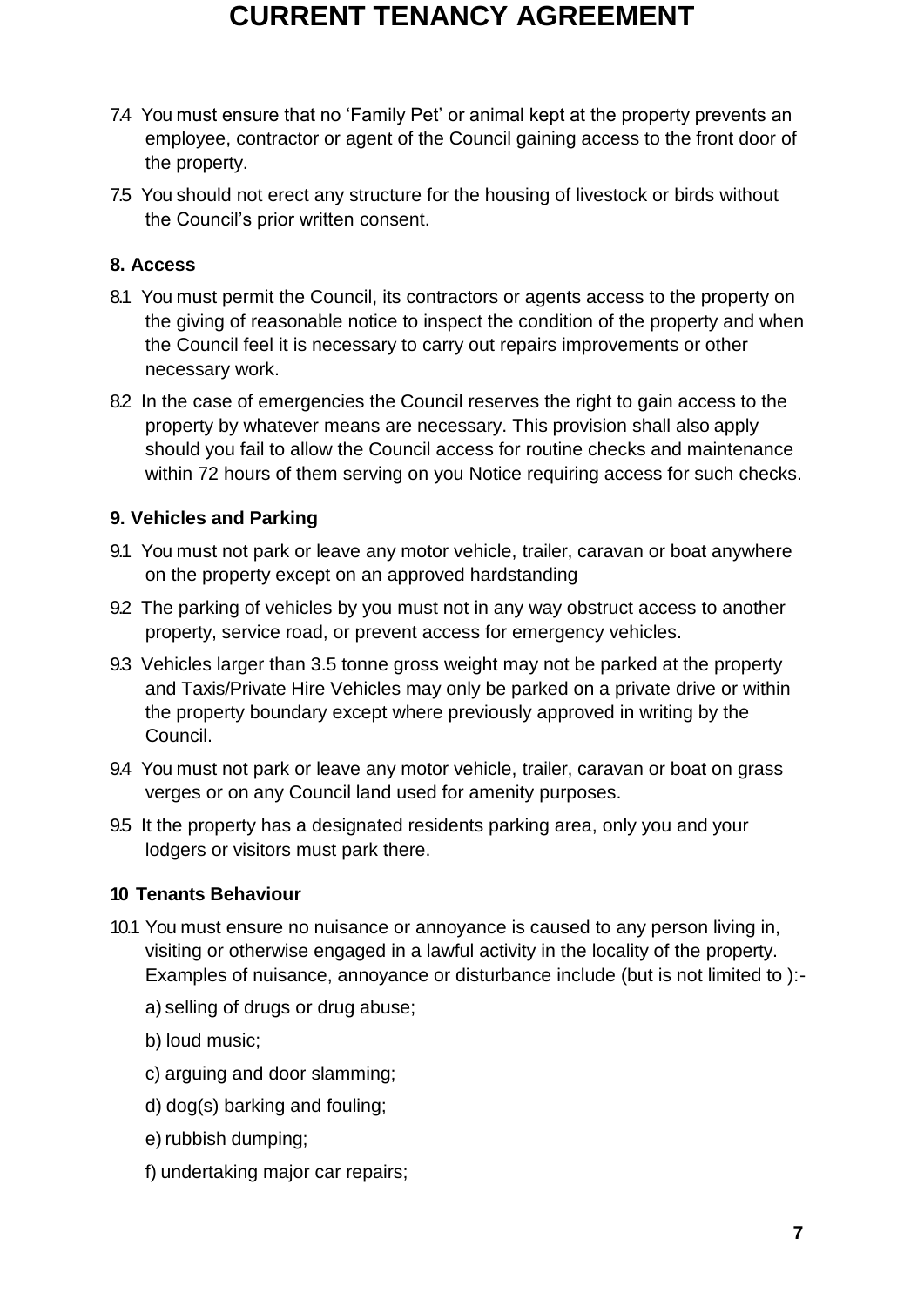7.4 You must ensure that no 'Family Pet' or animal kept at the property prevents an employee, contractor or agent of the Council gaining access to the front door of the property.

7.5 You should not erect any structure for the housing of livestock or birds without the Council's prior written consent.

### 8. Access

8.1 You must permit the Council, its contractors or agents access to the property on the giving of reasonable notice to inspect the condition of the property and when the Council feel it is necessary to carry out repairs improvements or other necessary work.

8.2 In the case of emergencies the Council reserves the right to gain access to the property by whatever means are necessary. This provision shall also apply should you fail to allow the Council access for routine checks and maintenance within 72 hours of them serving on you Notice requiring access for such checks.

### 9. Vehicles and Parking

9.1 You must not park or leave any motor vehicle, trailer, caravan or boat anywhere on the property except on an approved hardstanding

9.2 The parking of vehicles by you must not in any way obstruct access to another property, service road, or prevent access for emergency vehicles.

9.3 Vehicles larger than 3.5 tonne gross weight may not be parked at the property and Taxis/Private Hire Vehicles may only be parked on a private drive or within the property boundary except where previously approved in writing by the Council.

9.4 You must not park or leave any motor vehicle, trailer, caravan or boat on grass verges or on any Council land used for amenity purposes.

9.5 It the property has a designated residents parking area, only you and your lodgers or visitors must park there.

### 10 Tenants Behaviour

10.1 You must ensure no nuisance or annoyance is caused to any person living in, visiting or otherwise engaged in a lawful activity in the locality of the property. Examples of nuisance, annoyance or disturbance include (but is not limited to ):-

a) selling of drugs or drug abuse;

b) loud music;

c) arguing and door slamming;

d) dog(s) barking and fouling;

e) rubbish dumping;

f) undertaking major car repairs;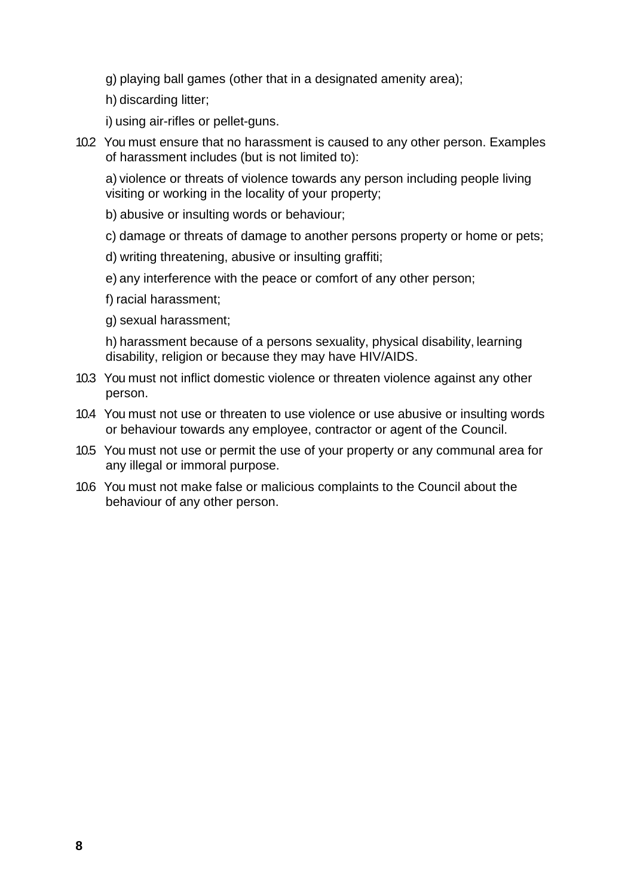g) playing ball games (other that in a designated amenity area);

h) discarding litter;

i) using air-rifles or pellet-guns.

10.2 You must ensure that no harassment is caused to any other person. Examples of harassment includes (but is not limited to):

a) violence or threats of violence towards any person including people living visiting or working in the locality of your property;

b) abusive or insulting words or behaviour;

c) damage or threats of damage to another persons property or home or pets;

d) writing threatening, abusive or insulting graffiti;

e) any interference with the peace or comfort of any other person;

f) racial harassment;

g) sexual harassment;

h) harassment because of a persons sexuality, physical disability, learning disability, religion or because they may have HIV/AIDS.

10.3 You must not inflict domestic violence or threaten violence against any other person.

10.4 You must not use or threaten to use violence or use abusive or insulting words or behaviour towards any employee, contractor or agent of the Council.

10.5 You must not use or permit the use of your property or any communal area for any illegal or immoral purpose.

10.6 You must not make false or malicious complaints to the Council about the behaviour of any other person.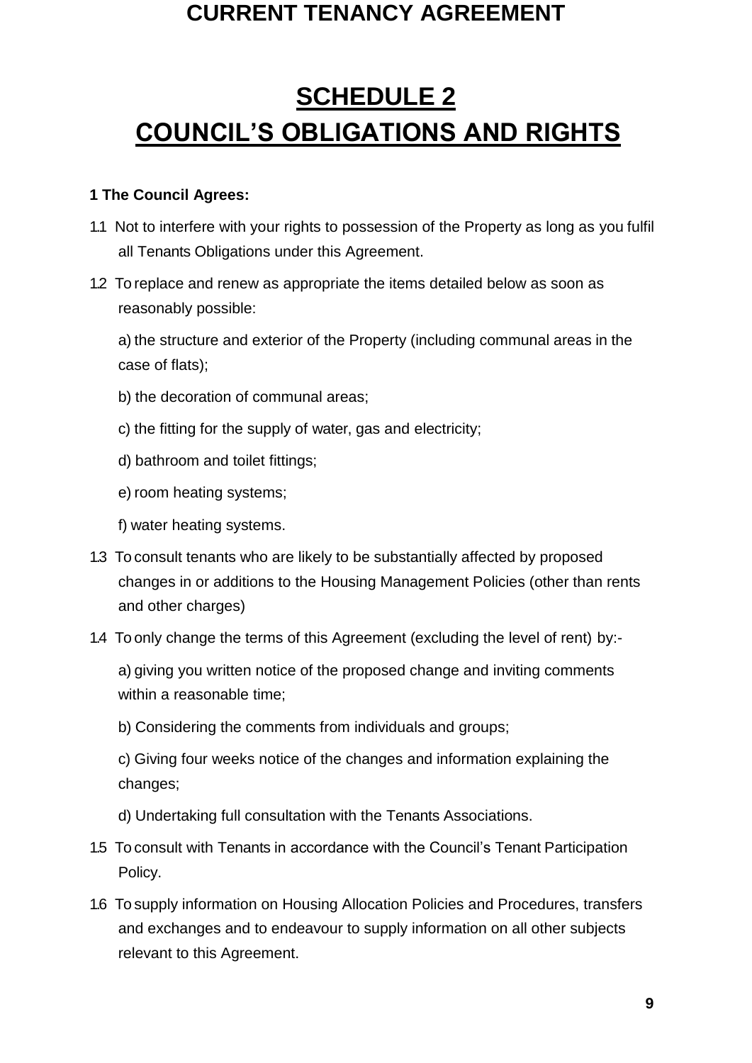# SCHEDULE 2
# COUNCIL'S OBLIGATIONS AND RIGHTS

**1 The Council Agrees:**

1.1 Not to interfere with your rights to possession of the Property as long as you fulfil all Tenants Obligations under this Agreement.

1.2 To replace and renew as appropriate the items detailed below as soon as reasonably possible:

a) the structure and exterior of the Property (including communal areas in the case of flats);

b) the decoration of communal areas;

c) the fitting for the supply of water, gas and electricity;

d) bathroom and toilet fittings;

e) room heating systems;

f) water heating systems.

1.3 To consult tenants who are likely to be substantially affected by proposed changes in or additions to the Housing Management Policies (other than rents and other charges)

1.4 To only change the terms of this Agreement (excluding the level of rent) by:-

a) giving you written notice of the proposed change and inviting comments within a reasonable time;

b) Considering the comments from individuals and groups;

c) Giving four weeks notice of the changes and information explaining the changes;

d) Undertaking full consultation with the Tenants Associations.

1.5 To consult with Tenants in accordance with the Council's Tenant Participation Policy.

1.6 To supply information on Housing Allocation Policies and Procedures, transfers and exchanges and to endeavour to supply information on all other subjects relevant to this Agreement.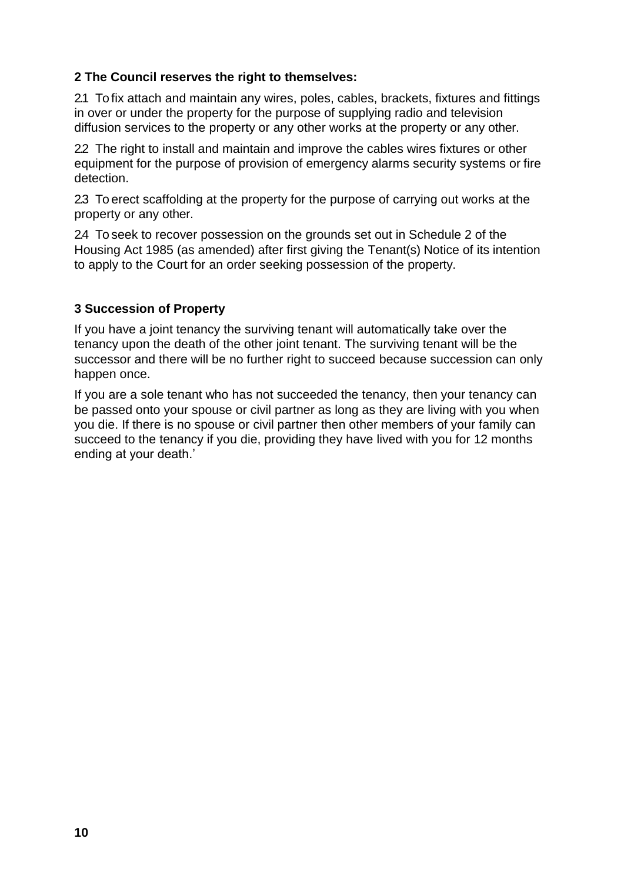**2 The Council reserves the right to themselves:**

2.1 To fix attach and maintain any wires, poles, cables, brackets, fixtures and fittings in over or under the property for the purpose of supplying radio and television diffusion services to the property or any other works at the property or any other.

2.2 The right to install and maintain and improve the cables wires fixtures or other equipment for the purpose of provision of emergency alarms security systems or fire detection.

2.3 To erect scaffolding at the property for the purpose of carrying out works at the property or any other.

2.4 To seek to recover possession on the grounds set out in Schedule 2 of the Housing Act 1985 (as amended) after first giving the Tenant(s) Notice of its intention to apply to the Court for an order seeking possession of the property.

**3 Succession of Property**

If you have a joint tenancy the surviving tenant will automatically take over the tenancy upon the death of the other joint tenant. The surviving tenant will be the successor and there will be no further right to succeed because succession can only happen once.

If you are a sole tenant who has not succeeded the tenancy, then your tenancy can be passed onto your spouse or civil partner as long as they are living with you when you die. If there is no spouse or civil partner then other members of your family can succeed to the tenancy if you die, providing they have lived with you for 12 months ending at your death.'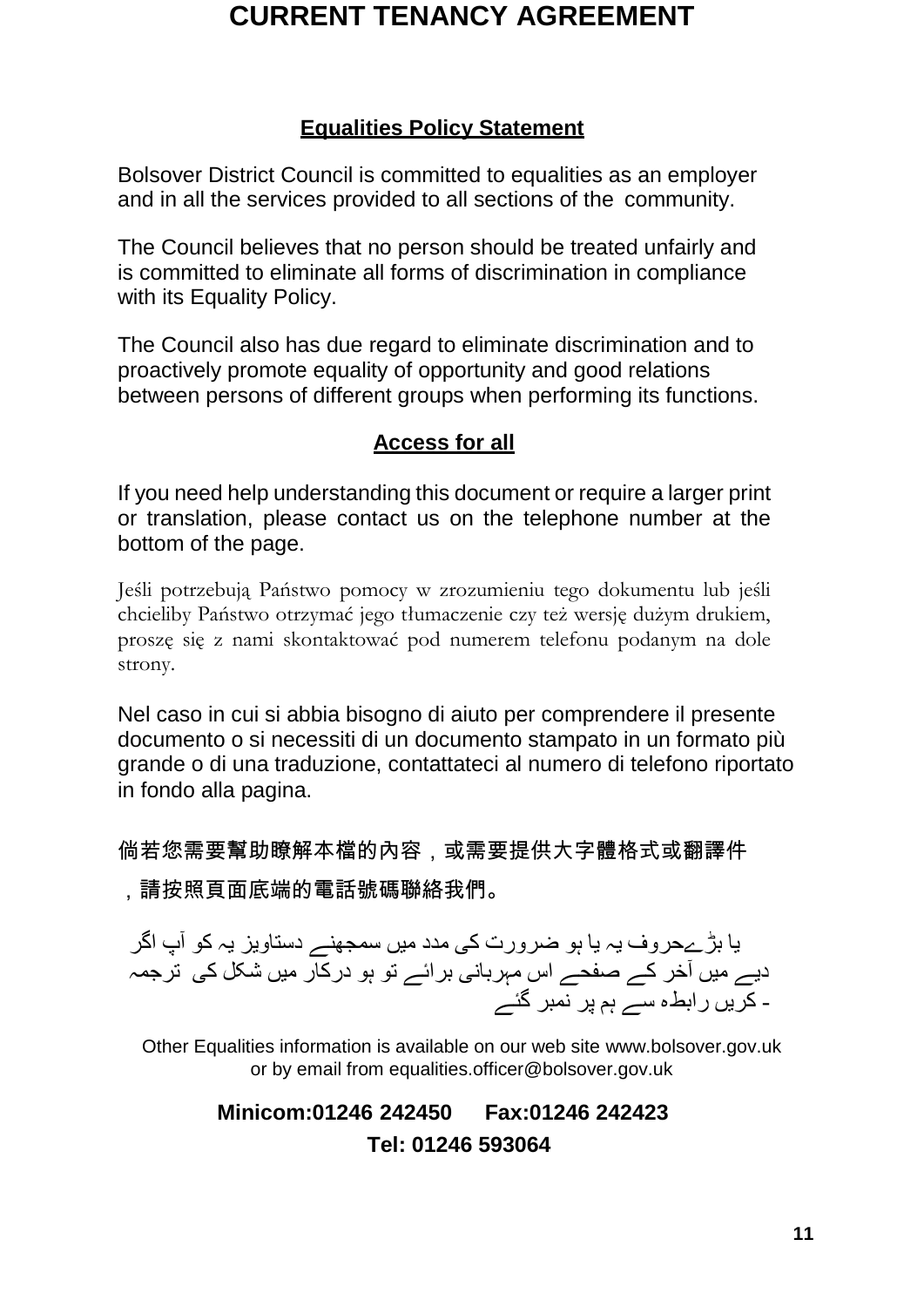## Equalities Policy Statement

Bolsover District Council is committed to equalities as an employer and in all the services provided to all sections of the community.

The Council believes that no person should be treated unfairly and is committed to eliminate all forms of discrimination in compliance with its Equality Policy.

The Council also has due regard to eliminate discrimination and to proactively promote equality of opportunity and good relations between persons of different groups when performing its functions.

## Access for all

If you need help understanding this document or require a larger print or translation, please contact us on the telephone number at the bottom of the page.

Jeśli potrzebują Państwo pomocy w zrozumieniu tego dokumentu lub jeśli chcieliby Państwo otrzymać jego tłumaczenie czy też wersję dużym drukiem, proszę się z nami skontaktować pod numerem telefonu podanym na dole strony.

Nel caso in cui si abbia bisogno di aiuto per comprendere il presente documento o si necessiti di un documento stampato in un formato più grande o di una traduzione, contattateci al numero di telefono riportato in fondo alla pagina.

倘若您需要幫助瞭解本檔的內容，或需要提供大字體格式或翻譯件，請按照頁面底端的電話號碼聯絡我們。

اگر آپ کو یہ دستاویز سمجھنے میں مدد کی ضرورت ہو یا یہ حروف بڑے یا ترجمہ کی شکل میں درکار ہو تو برائے مہربانی اس صفحے کے آخر میں دیے گئے نمبر پر ہم سے رابطہ کریں -

Other Equalities information is available on our web site www.bolsover.gov.uk or by email from equalities.officer@bolsover.gov.uk

**Minicom:01246 242450 Fax:01246 242423**

**Tel: 01246 593064**